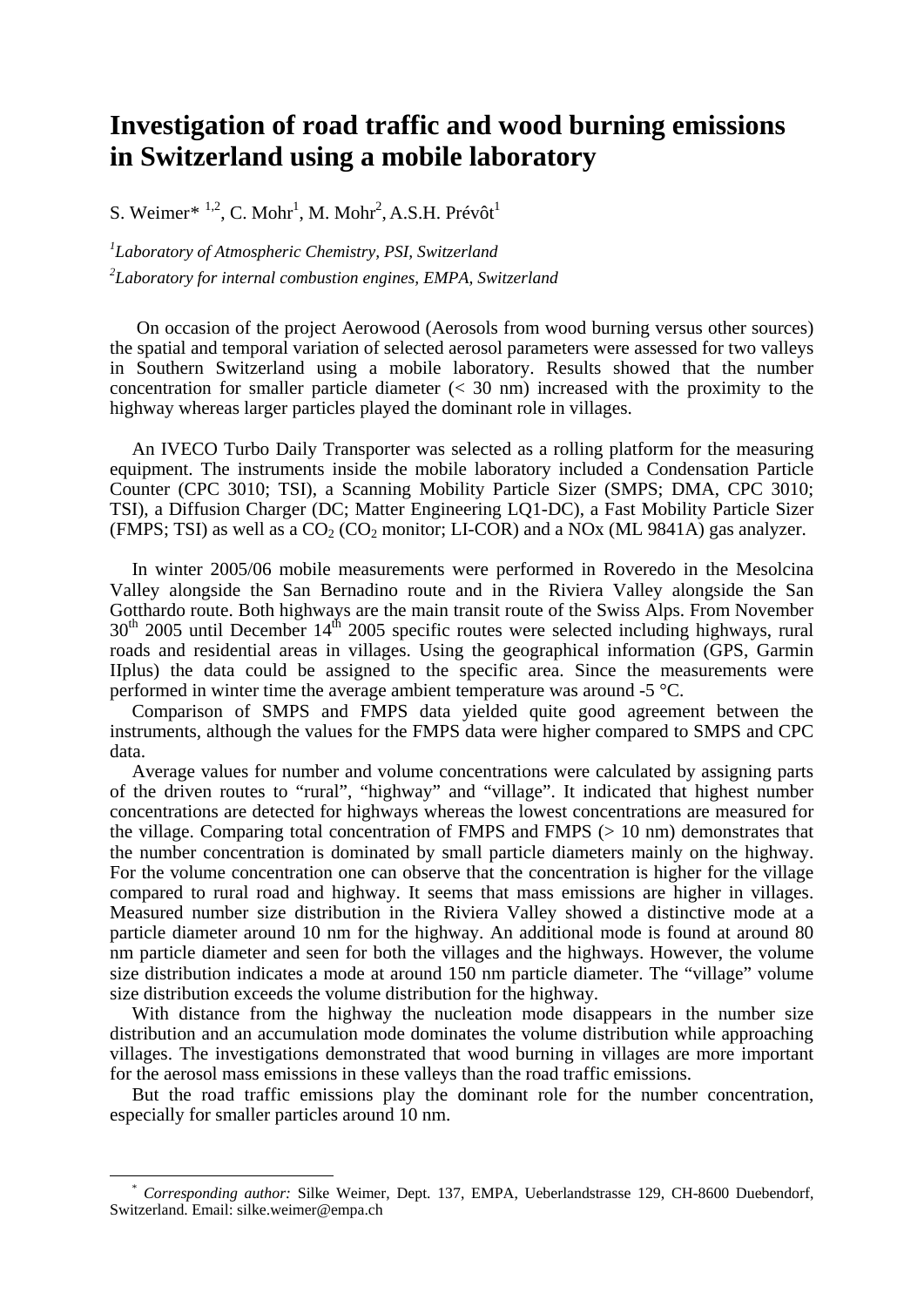// Investigation of road traffic and wood burning emissions in Switzerland using a mobile laboratory

# Investigation of road traffic and wood burning emissions in Switzerland using a mobile laboratory

S. Weimer* [1,2], C. Mohr[1], M. Mohr[2], A.S.H. Prévôt[1]

*[1]Laboratory of Atmospheric Chemistry, PSI, Switzerland*

*[2]Laboratory for internal combustion engines, EMPA, Switzerland*

On occasion of the project Aerowood (Aerosols from wood burning versus other sources) the spatial and temporal variation of selected aerosol parameters were assessed for two valleys in Southern Switzerland using a mobile laboratory. Results showed that the number concentration for smaller particle diameter (< 30 nm) increased with the proximity to the highway whereas larger particles played the dominant role in villages.

An IVECO Turbo Daily Transporter was selected as a rolling platform for the measuring equipment. The instruments inside the mobile laboratory included a Condensation Particle Counter (CPC 3010; TSI), a Scanning Mobility Particle Sizer (SMPS; DMA, CPC 3010; TSI), a Diffusion Charger (DC; Matter Engineering LQ1-DC), a Fast Mobility Particle Sizer (FMPS; TSI) as well as a $CO_2$ ($CO_2$ monitor; LI-COR) and a NOx (ML 9841A) gas analyzer.

In winter 2005/06 mobile measurements were performed in Roveredo in the Mesolcina Valley alongside the San Bernadino route and in the Riviera Valley alongside the San Gotthardo route. Both highways are the main transit route of the Swiss Alps. From November $30^{th}$ 2005 until December $14^{th}$ 2005 specific routes were selected including highways, rural roads and residential areas in villages. Using the geographical information (GPS, Garmin IIplus) the data could be assigned to the specific area. Since the measurements were performed in winter time the average ambient temperature was around -5 °C.

Comparison of SMPS and FMPS data yielded quite good agreement between the instruments, although the values for the FMPS data were higher compared to SMPS and CPC data.

Average values for number and volume concentrations were calculated by assigning parts of the driven routes to "rural", "highway" and "village". It indicated that highest number concentrations are detected for highways whereas the lowest concentrations are measured for the village. Comparing total concentration of FMPS and FMPS (> 10 nm) demonstrates that the number concentration is dominated by small particle diameters mainly on the highway. For the volume concentration one can observe that the concentration is higher for the village compared to rural road and highway. It seems that mass emissions are higher in villages. Measured number size distribution in the Riviera Valley showed a distinctive mode at a particle diameter around 10 nm for the highway. An additional mode is found at around 80 nm particle diameter and seen for both the villages and the highways. However, the volume size distribution indicates a mode at around 150 nm particle diameter. The "village" volume size distribution exceeds the volume distribution for the highway.

With distance from the highway the nucleation mode disappears in the number size distribution and an accumulation mode dominates the volume distribution while approaching villages. The investigations demonstrated that wood burning in villages are more important for the aerosol mass emissions in these valleys than the road traffic emissions.

But the road traffic emissions play the dominant role for the number concentration, especially for smaller particles around 10 nm.

---

* *Corresponding author:* Silke Weimer, Dept. 137, EMPA, Ueberlandstrasse 129, CH-8600 Duebendorf, Switzerland. Email: silke.weimer@empa.ch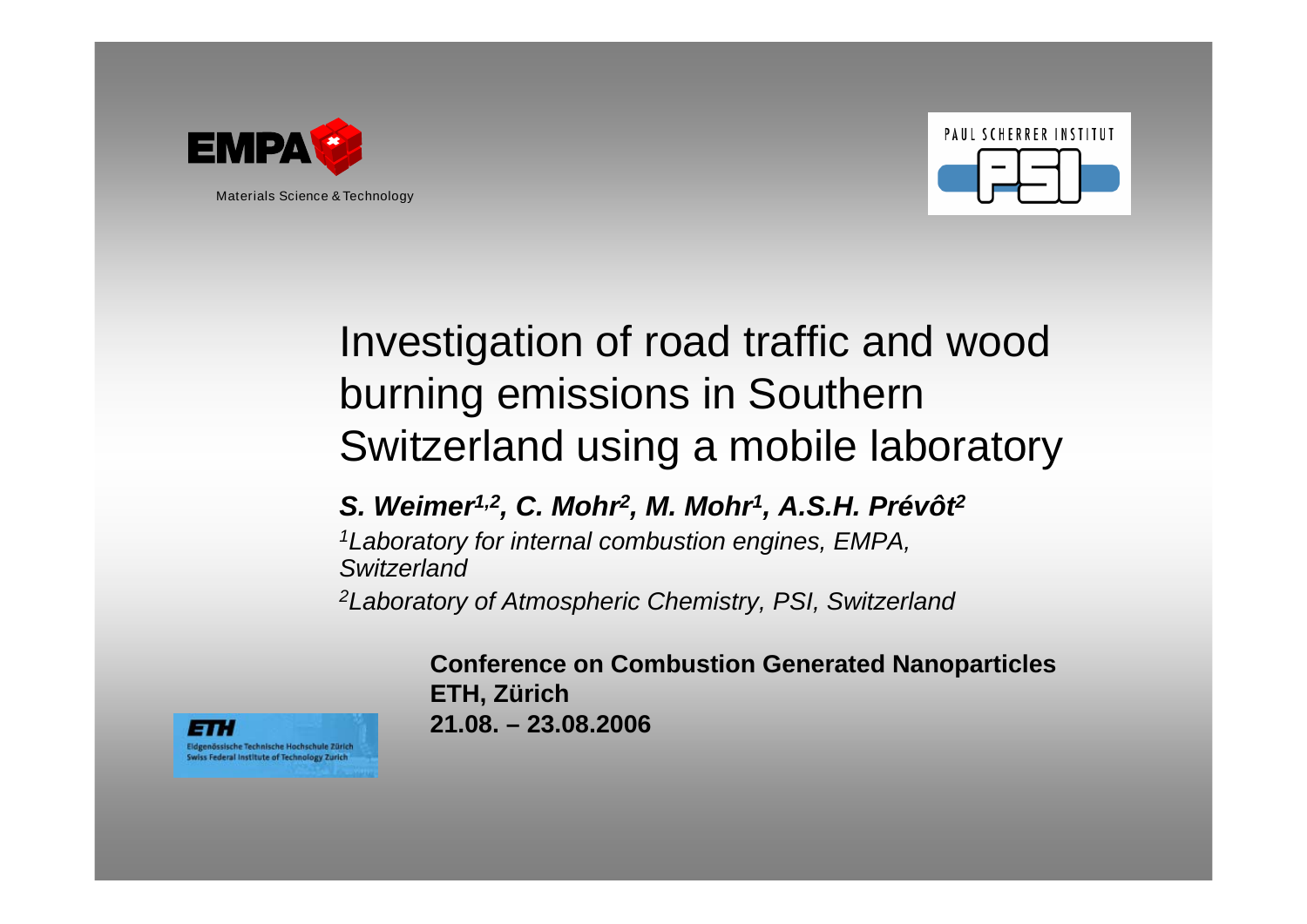Materials Science & Technology

PAUL SCHERRER INSTITUT

# Investigation of road traffic and wood burning emissions in Southern Switzerland using a mobile laboratory

***S. Weimer[1,2], C. Mohr[2], M. Mohr[1], A.S.H. Prévôt[2]***

*[1]Laboratory for internal combustion engines, EMPA, Switzerland*

*[2]Laboratory of Atmospheric Chemistry, PSI, Switzerland*

**Conference on Combustion Generated Nanoparticles**
**ETH, Zürich**
**21.08. – 23.08.2006**

ETH
Eidgenössische Technische Hochschule Zürich
Swiss Federal Institute of Technology Zurich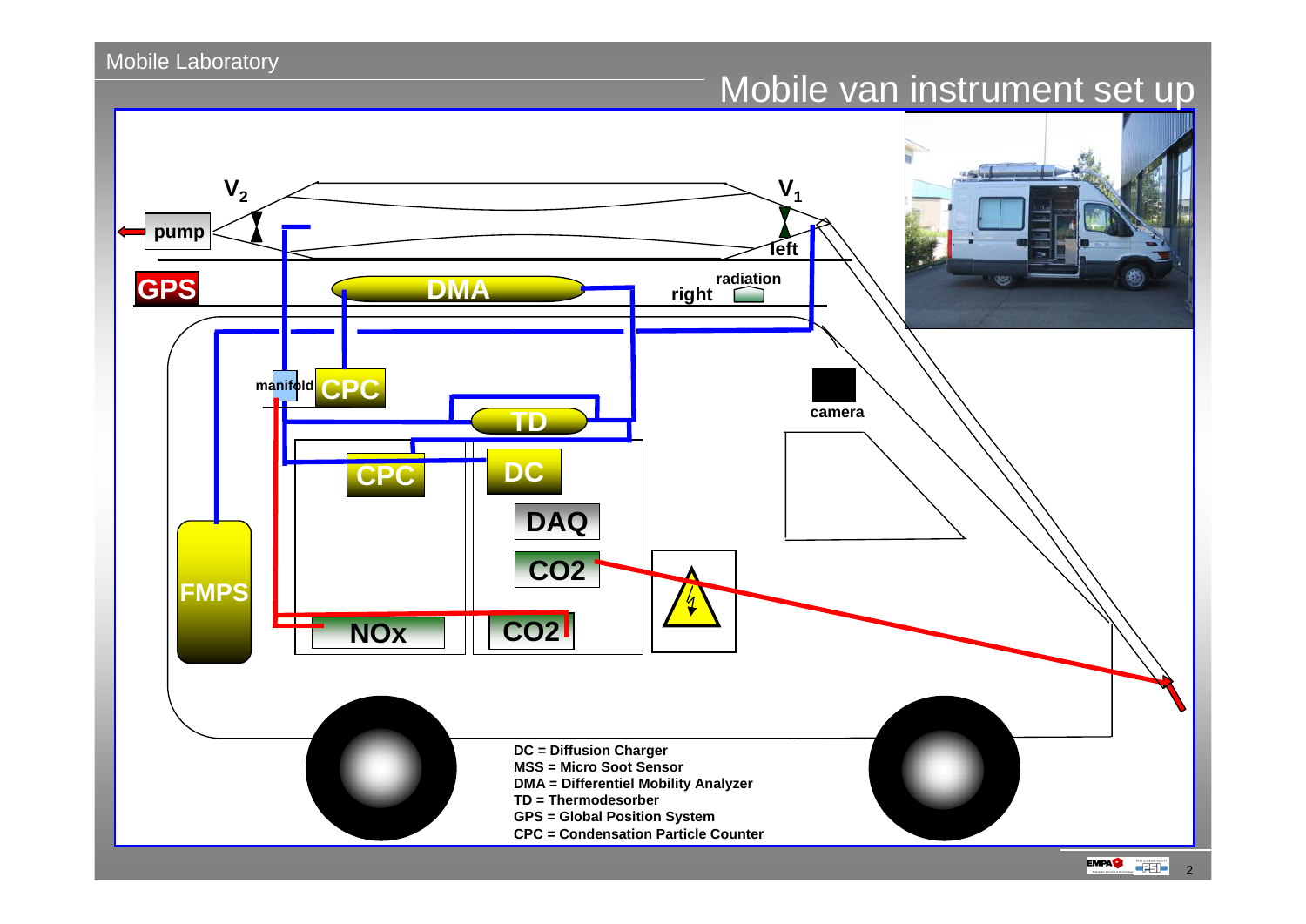# Mobile van instrument set up

V2

V1

pump

left

GPS

DMA

radiation

right

manifold

CPC

TD

camera

CPC

DC

DAQ

CO2

FMPS

NOx

CO2

**DC = Diffusion Charger**
**MSS = Micro Soot Sensor**
**DMA = Differentiel Mobility Analyzer**
**TD = Thermodesorber**
**GPS = Global Position System**
**CPC = Condensation Particle Counter**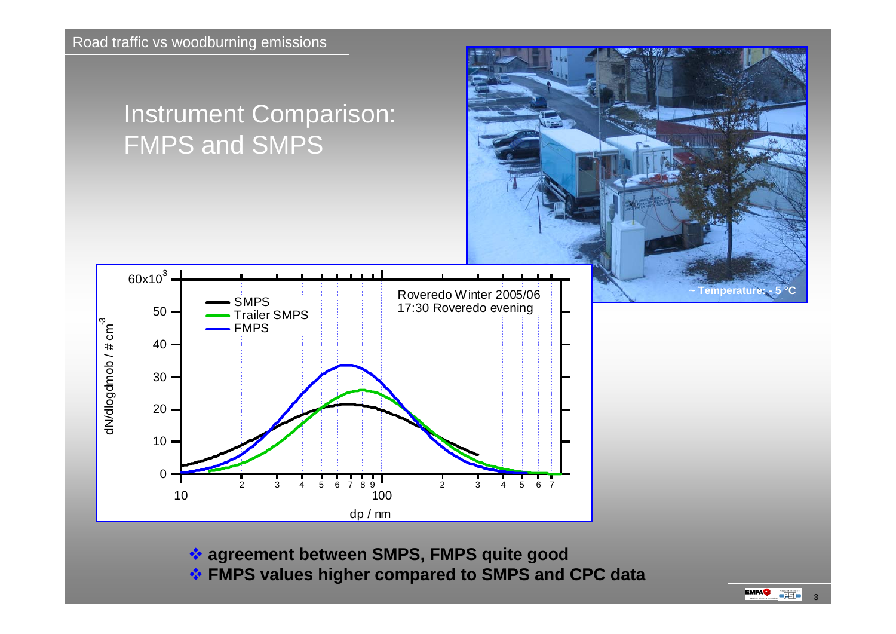# Instrument Comparison: FMPS and SMPS

- **agreement between SMPS, FMPS quite good**
- **FMPS values higher compared to SMPS and CPC data**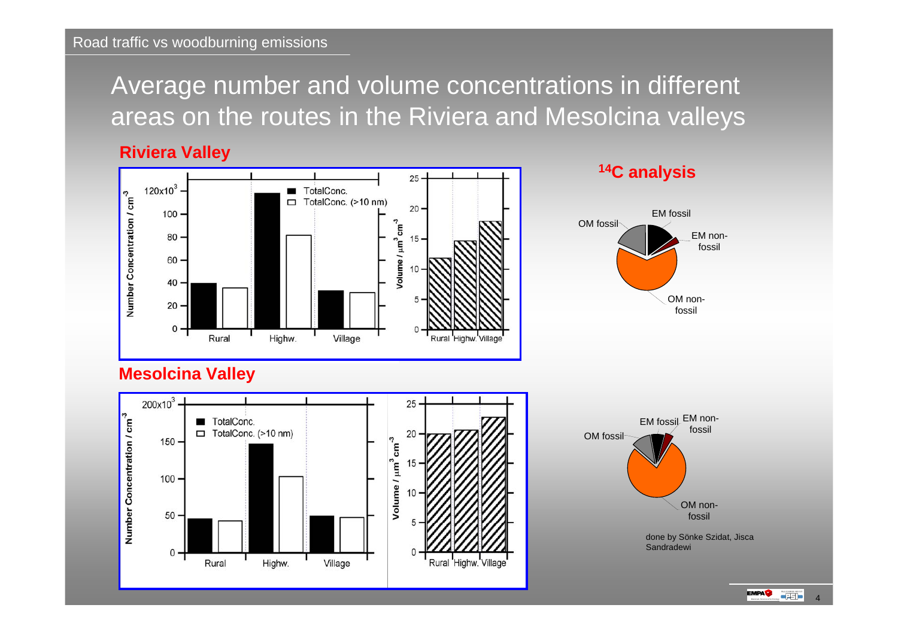# Average number and volume concentrations in different areas on the routes in the Riviera and Mesolcina valleys

## Riviera Valley

Number Concentration / cm$^{-3}$ (■ TotalConc. □ TotalConc. (>10 nm)): Rural, Highw., Village

Volume / $\mu m^3 cm^{-3}$: Rural, Highw., Village

## $^{14}$C analysis

OM fossil, EM fossil, EM non-fossil, OM non-fossil

## Mesolcina Valley

Number Concentration / cm$^{-3}$ (■ TotalConc. □ TotalConc. (>10 nm)): Rural, Highw., Village

Volume / $\mu m^3 cm^{-3}$: Rural, Highw., Village

OM fossil, EM fossil, EM non-fossil, OM non-fossil

done by Sönke Szidat, Jisca Sandradewi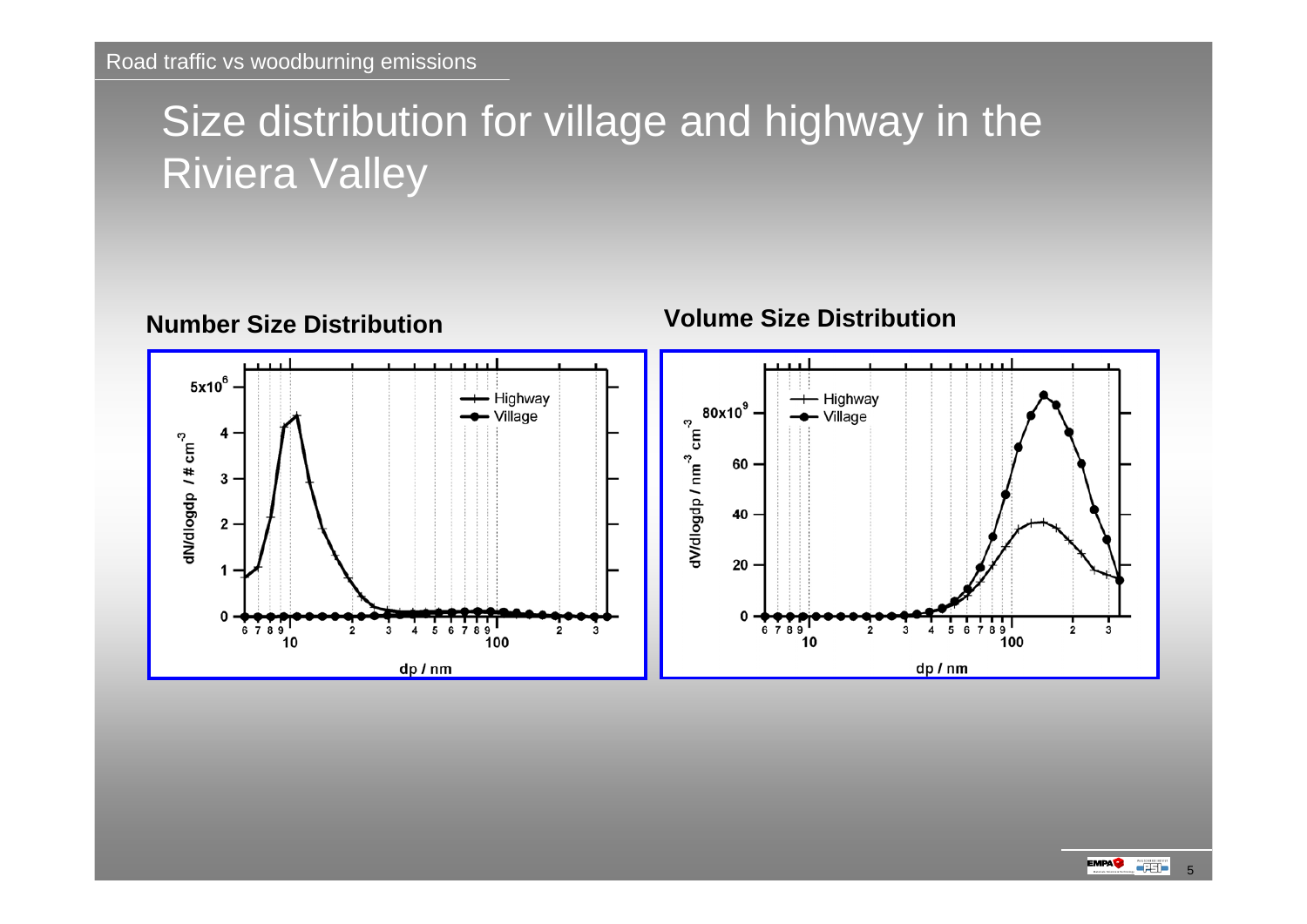# Size distribution for village and highway in the Riviera Valley

**Number Size Distribution**

**Volume Size Distribution**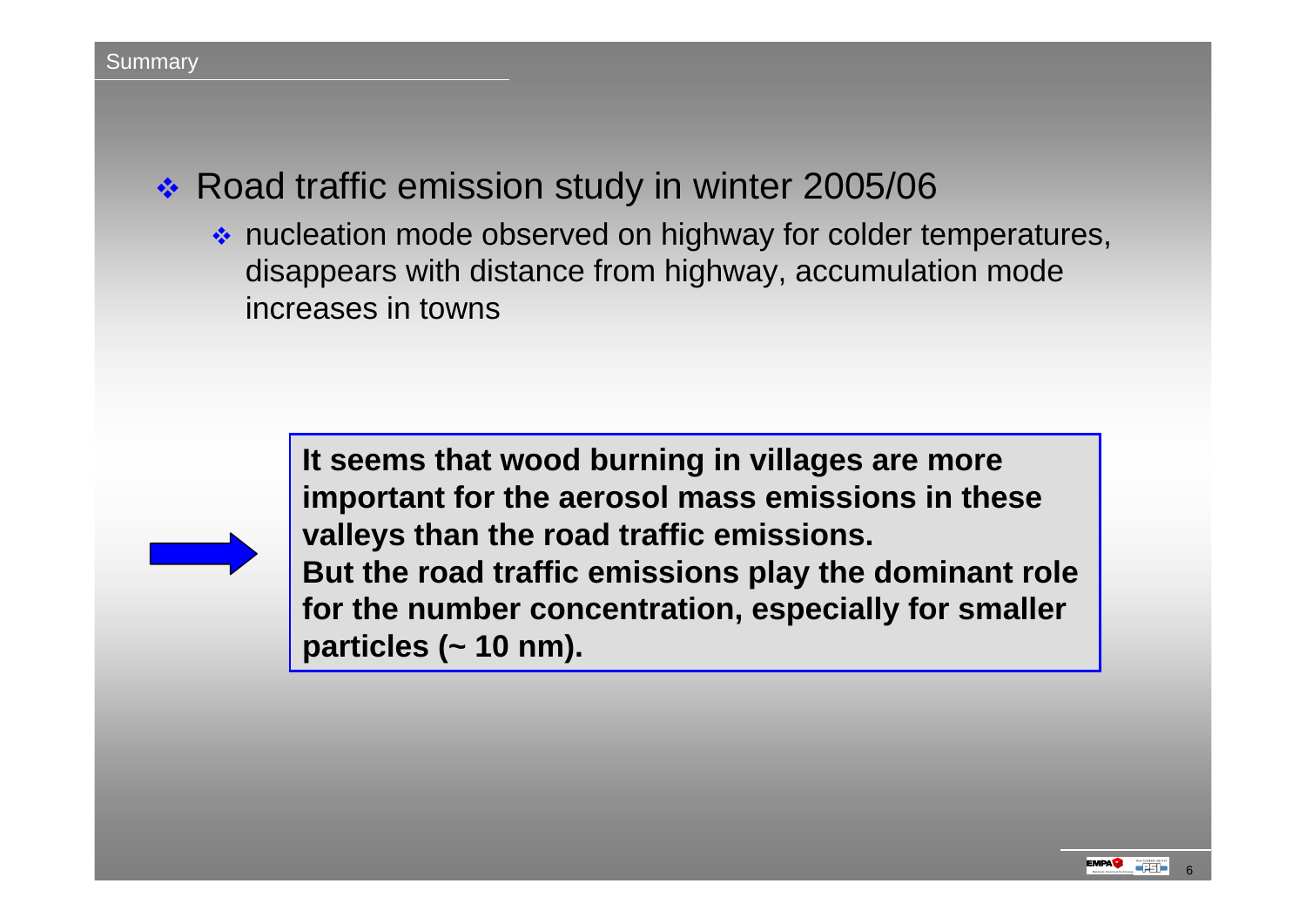## Summary

- Road traffic emission study in winter 2005/06
  - nucleation mode observed on highway for colder temperatures, disappears with distance from highway, accumulation mode increases in towns

**It seems that wood burning in villages are more important for the aerosol mass emissions in these valleys than the road traffic emissions.**
**But the road traffic emissions play the dominant role for the number concentration, especially for smaller particles (~ 10 nm).**